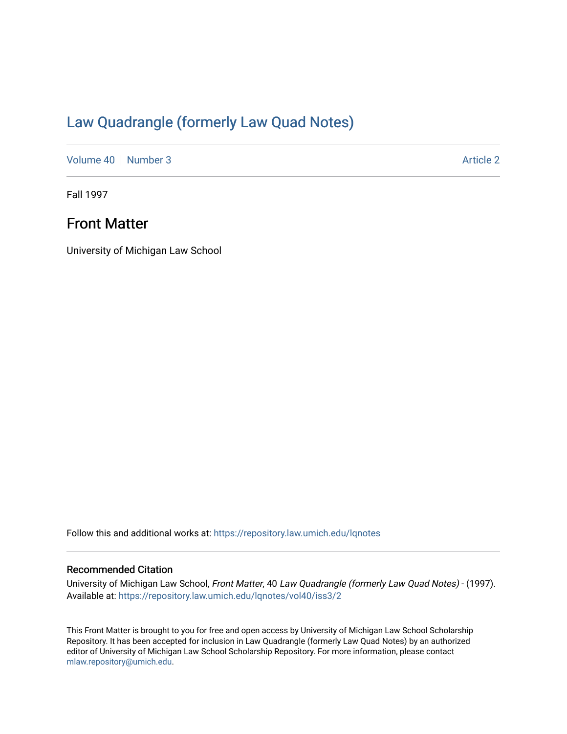# Law Quadrangle (formerly Law Quad Notes)

Volume 40 | Number 3 Article 2

Fall 1997

## Front Matter

University of Michigan Law School

Follow this and additional works at: https://repository.law.umich.edu/lqnotes

### Recommended Citation

University of Michigan Law School, *Front Matter*, 40 *Law Quadrangle (formerly Law Quad Notes)* - (1997). Available at: https://repository.law.umich.edu/lqnotes/vol40/iss3/2

This Front Matter is brought to you for free and open access by University of Michigan Law School Scholarship Repository. It has been accepted for inclusion in Law Quadrangle (formerly Law Quad Notes) by an authorized editor of University of Michigan Law School Scholarship Repository. For more information, please contact mlaw.repository@umich.edu.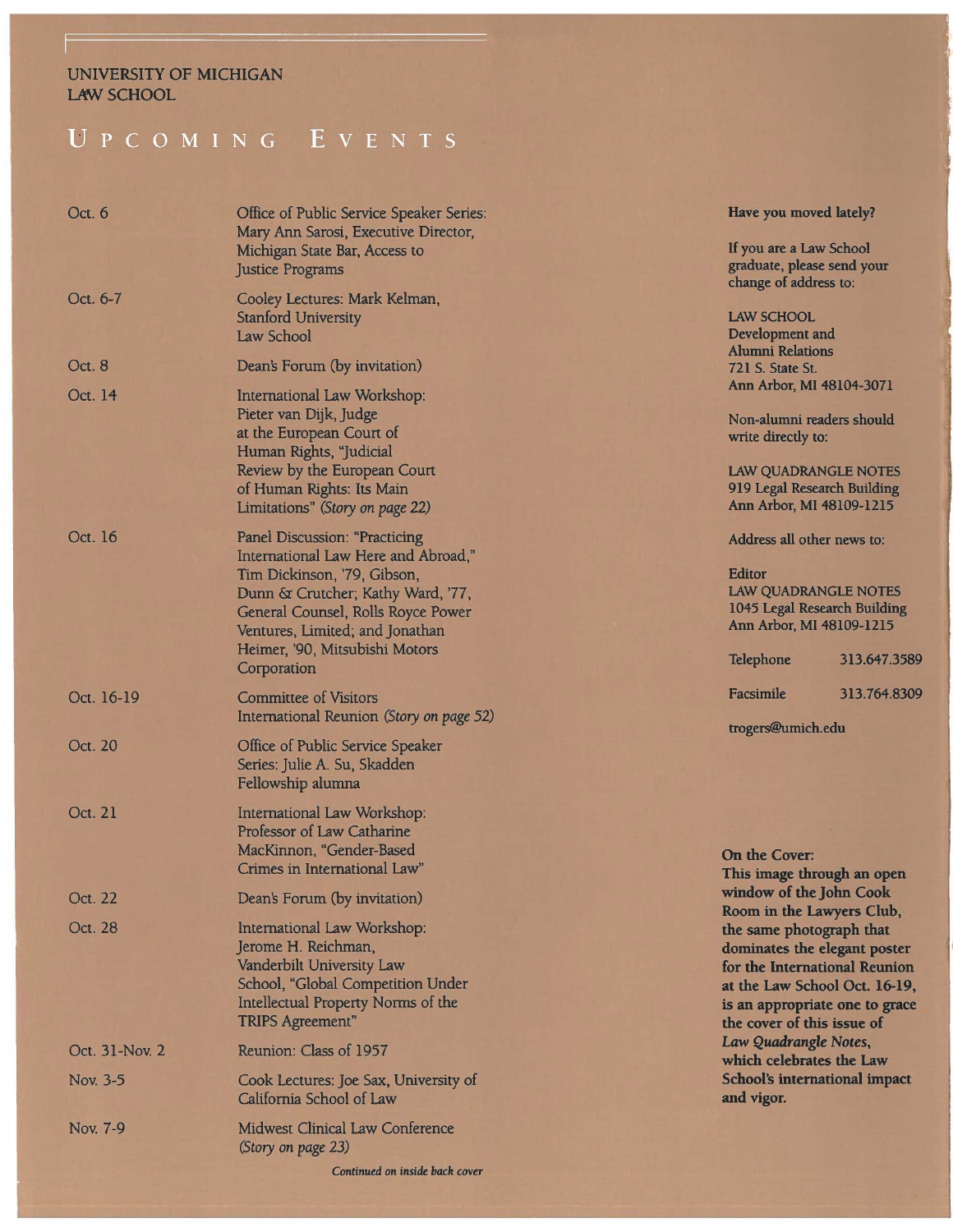UNIVERSITY OF MICHIGAN
LAW SCHOOL

# UPCOMING EVENTS

| | |
|---|---|
| Oct. 6 | Office of Public Service Speaker Series: Mary Ann Sarosi, Executive Director, Michigan State Bar, Access to Justice Programs |
| Oct. 6-7 | Cooley Lectures: Mark Kelman, Stanford University Law School |
| Oct. 8 | Dean's Forum (by invitation) |
| Oct. 14 | International Law Workshop: Pieter van Dijk, Judge at the European Court of Human Rights, "Judicial Review by the European Court of Human Rights: Its Main Limitations" *(Story on page 22)* |
| Oct. 16 | Panel Discussion: "Practicing International Law Here and Abroad," Tim Dickinson, '79, Gibson, Dunn & Crutcher; Kathy Ward, '77, General Counsel, Rolls Royce Power Ventures, Limited; and Jonathan Heimer, '90, Mitsubishi Motors Corporation |
| Oct. 16-19 | Committee of Visitors International Reunion *(Story on page 52)* |
| Oct. 20 | Office of Public Service Speaker Series: Julie A. Su, Skadden Fellowship alumna |
| Oct. 21 | International Law Workshop: Professor of Law Catharine MacKinnon, "Gender-Based Crimes in International Law" |
| Oct. 22 | Dean's Forum (by invitation) |
| Oct. 28 | International Law Workshop: Jerome H. Reichman, Vanderbilt University Law School, "Global Competition Under Intellectual Property Norms of the TRIPS Agreement" |
| Oct. 31-Nov. 2 | Reunion: Class of 1957 |
| Nov. 3-5 | Cook Lectures: Joe Sax, University of California School of Law |
| Nov. 7-9 | Midwest Clinical Law Conference *(Story on page 23)* |

*Continued on inside back cover*

**Have you moved lately?**

If you are a Law School graduate, please send your change of address to:

LAW SCHOOL
Development and
Alumni Relations
721 S. State St.
Ann Arbor, MI 48104-3071

Non-alumni readers should write directly to:

LAW QUADRANGLE NOTES
919 Legal Research Building
Ann Arbor, MI 48109-1215

Address all other news to:

Editor
LAW QUADRANGLE NOTES
1045 Legal Research Building
Ann Arbor, MI 48109-1215

| | |
|---|---|
| Telephone | 313.647.3589 |
| Facsimile | 313.764.8309 |

trogers@umich.edu

**On the Cover:**
**This image through an open window of the John Cook Room in the Lawyers Club, the same photograph that dominates the elegant poster for the International Reunion at the Law School Oct. 16-19, is an appropriate one to grace the cover of this issue of *Law Quadrangle Notes*, which celebrates the Law School's international impact and vigor.**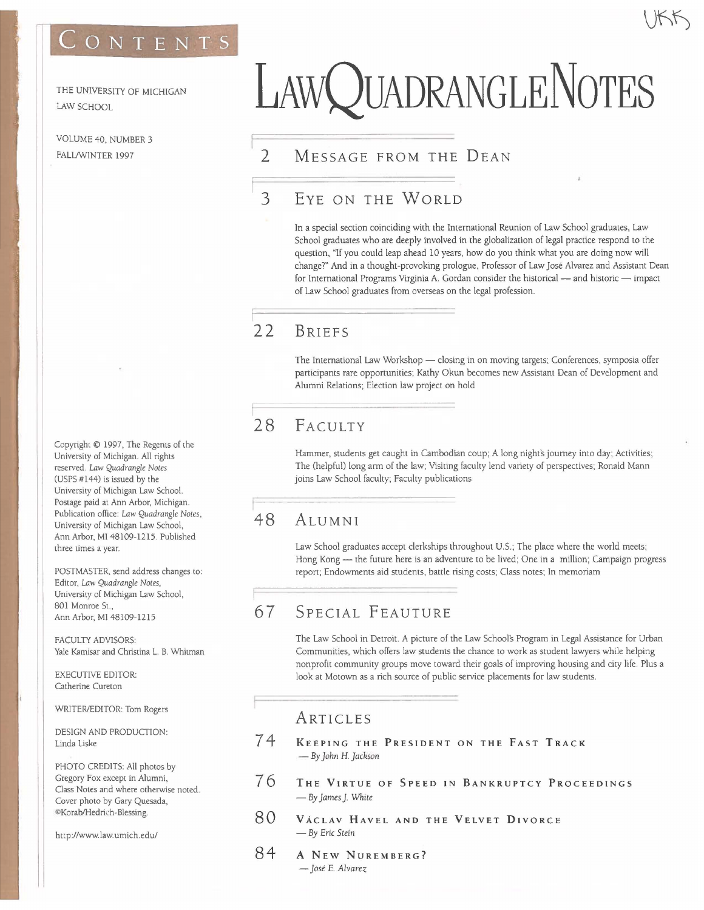# CONTENTS

THE UNIVERSITY OF MICHIGAN
LAW SCHOOL

VOLUME 40, NUMBER 3
FALL/WINTER 1997

# LAWQUADRANGLENOTES

## 2 MESSAGE FROM THE DEAN

## 3 EYE ON THE WORLD

In a special section coinciding with the International Reunion of Law School graduates, Law School graduates who are deeply involved in the globalization of legal practice respond to the question, "If you could leap ahead 10 years, how do you think what you are doing now will change?" And in a thought-provoking prologue, Professor of Law José Alvarez and Assistant Dean for International Programs Virginia A. Gordan consider the historical — and historic — impact of Law School graduates from overseas on the legal profession.

## 22 BRIEFS

The International Law Workshop — closing in on moving targets; Conferences, symposia offer participants rare opportunities; Kathy Okun becomes new Assistant Dean of Development and Alumni Relations; Election law project on hold

## 28 FACULTY

Hammer, students get caught in Cambodian coup; A long night's journey into day; Activities; The (helpful) long arm of the law; Visiting faculty lend variety of perspectives; Ronald Mann joins Law School faculty; Faculty publications

## 48 ALUMNI

Law School graduates accept clerkships throughout U.S.; The place where the world meets; Hong Kong — the future here is an adventure to be lived; One in a million; Campaign progress report; Endowments aid students, battle rising costs; Class notes; In memoriam

## 67 SPECIAL FEAUTURE

The Law School in Detroit. A picture of the Law School's Program in Legal Assistance for Urban Communities, which offers law students the chance to work as student lawyers while helping nonprofit community groups move toward their goals of improving housing and city life. Plus a look at Motown as a rich source of public service placements for law students.

## ARTICLES

**74 KEEPING THE PRESIDENT ON THE FAST TRACK**
— *By John H. Jackson*

**76 THE VIRTUE OF SPEED IN BANKRUPTCY PROCEEDINGS**
— *By James J. White*

**80 VÁCLAV HAVEL AND THE VELVET DIVORCE**
— *By Eric Stein*

**84 A NEW NUREMBERG?**
— *José E. Alvarez*

Copyright © 1997, The Regents of the University of Michigan. All rights reserved. *Law Quadrangle Notes* (USPS #144) is issued by the University of Michigan Law School. Postage paid at Ann Arbor, Michigan. Publication office: *Law Quadrangle Notes*, University of Michigan Law School, Ann Arbor, MI 48109-1215. Published three times a year.

POSTMASTER, send address changes to: Editor, *Law Quadrangle Notes*, University of Michigan Law School, 801 Monroe St., Ann Arbor, MI 48109-1215

FACULTY ADVISORS:
Yale Kamisar and Christina L. B. Whitman

EXECUTIVE EDITOR:
Catherine Cureton

WRITER/EDITOR: Tom Rogers

DESIGN AND PRODUCTION:
Linda Liske

PHOTO CREDITS: All photos by Gregory Fox except in Alumni, Class Notes and where otherwise noted. Cover photo by Gary Quesada, ©Korab/Hedrich-Blessing.

http://www.law.umich.edu/